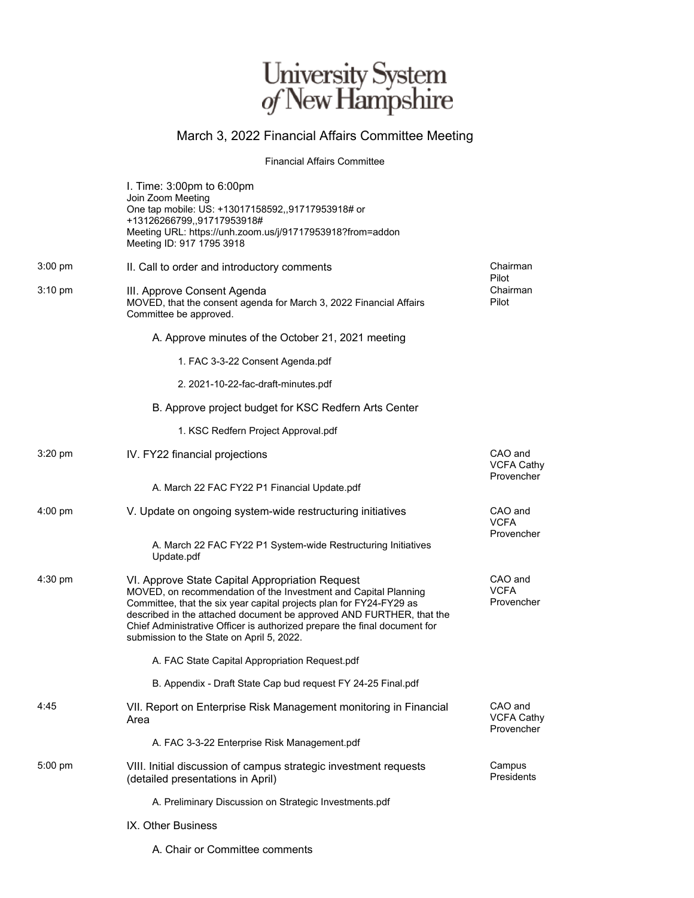# University System of New Hampshire

## March 3, 2022 Financial Affairs Committee Meeting

Financial Affairs Committee

| Time | Agenda Item | Presenter |
|---|---|---|
| | I. Time: 3:00pm to 6:00pm<br>Join Zoom Meeting<br>One tap mobile: US: +13017158592,,91717953918# or +13126266799,,91717953918#<br>Meeting URL: https://unh.zoom.us/j/91717953918?from=addon<br>Meeting ID: 917 1795 3918 | |
| 3:00 pm | II. Call to order and introductory comments | Chairman Pilot |
| 3:10 pm | III. Approve Consent Agenda<br>MOVED, that the consent agenda for March 3, 2022 Financial Affairs Committee be approved.<br>A. Approve minutes of the October 21, 2021 meeting<br>1. FAC 3-3-22 Consent Agenda.pdf<br>2. 2021-10-22-fac-draft-minutes.pdf<br>B. Approve project budget for KSC Redfern Arts Center<br>1. KSC Redfern Project Approval.pdf | Chairman Pilot |
| 3:20 pm | IV. FY22 financial projections<br>A. March 22 FAC FY22 P1 Financial Update.pdf | CAO and VCFA Cathy Provencher |
| 4:00 pm | V. Update on ongoing system-wide restructuring initiatives<br>A. March 22 FAC FY22 P1 System-wide Restructuring Initiatives Update.pdf | CAO and VCFA Provencher |
| 4:30 pm | VI. Approve State Capital Appropriation Request<br>MOVED, on recommendation of the Investment and Capital Planning Committee, that the six year capital projects plan for FY24-FY29 as described in the attached document be approved AND FURTHER, that the Chief Administrative Officer is authorized prepare the final document for submission to the State on April 5, 2022.<br>A. FAC State Capital Appropriation Request.pdf<br>B. Appendix - Draft State Cap bud request FY 24-25 Final.pdf | CAO and VCFA Provencher |
| 4:45 | VII. Report on Enterprise Risk Management monitoring in Financial Area<br>A. FAC 3-3-22 Enterprise Risk Management.pdf | CAO and VCFA Cathy Provencher |
| 5:00 pm | VIII. Initial discussion of campus strategic investment requests (detailed presentations in April)<br>A. Preliminary Discussion on Strategic Investments.pdf | Campus Presidents |
| | IX. Other Business<br>A. Chair or Committee comments | |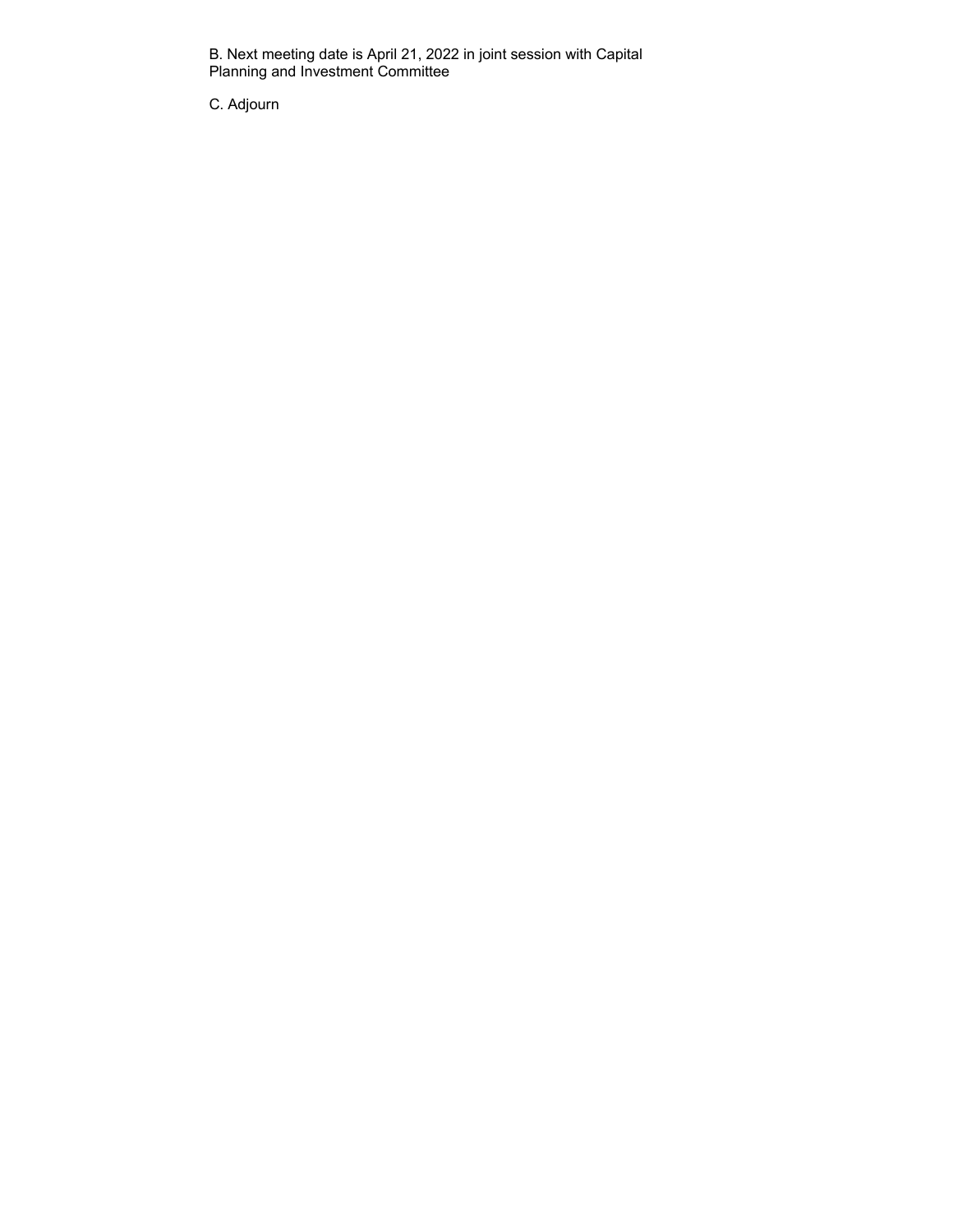B. Next meeting date is April 21, 2022 in joint session with Capital Planning and Investment Committee

C. Adjourn